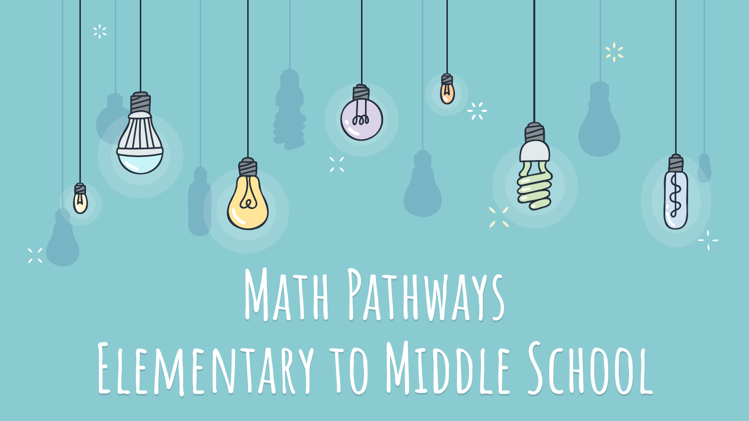# Math Pathways
# Elementary to Middle School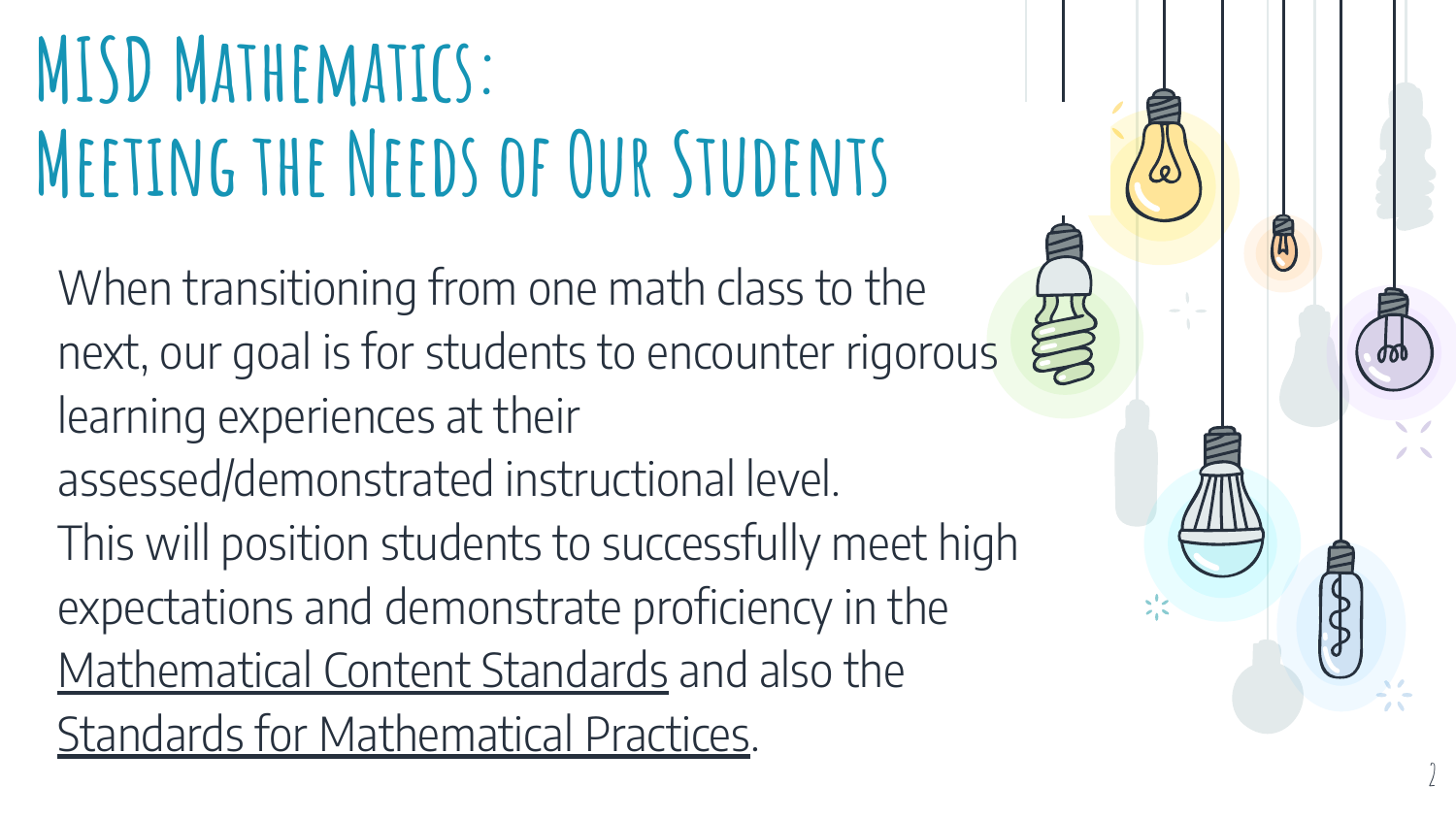# MISD Mathematics: Meeting the Needs of Our Students

When transitioning from one math class to the next, our goal is for students to encounter rigorous learning experiences at their assessed/demonstrated instructional level.

This will position students to successfully meet high expectations and demonstrate proficiency in the Mathematical Content Standards and also the Standards for Mathematical Practices.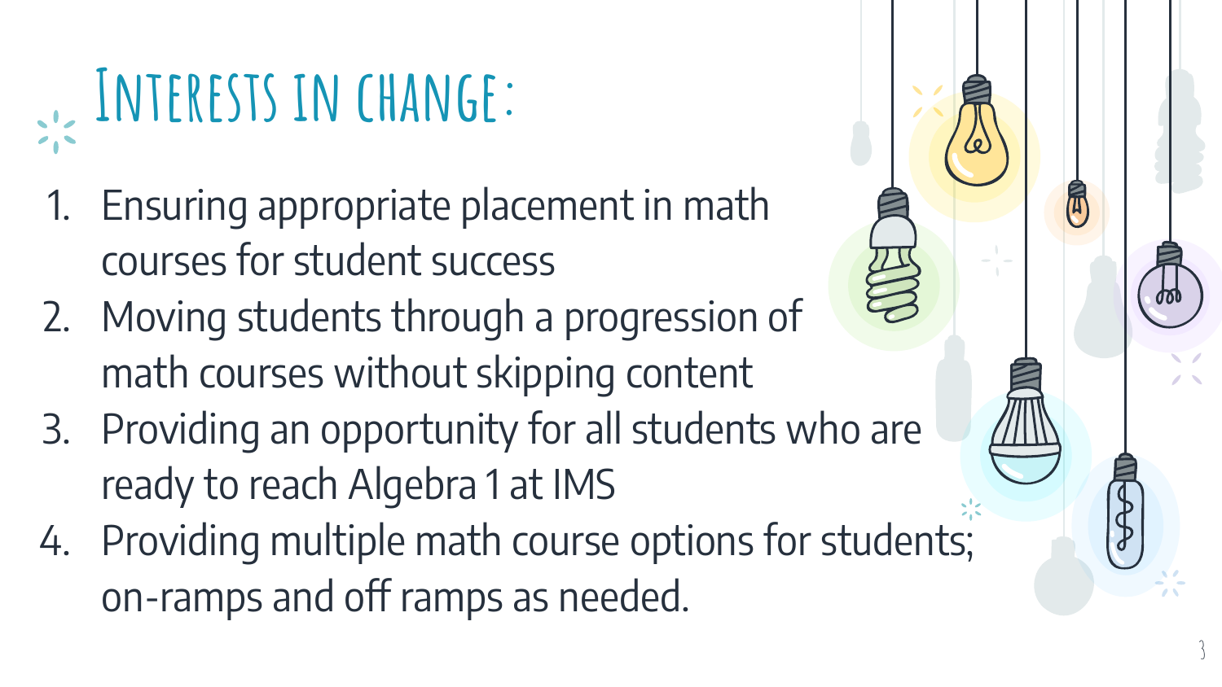# Interests in change:

1. Ensuring appropriate placement in math courses for student success
2. Moving students through a progression of math courses without skipping content
3. Providing an opportunity for all students who are ready to reach Algebra 1 at IMS
4. Providing multiple math course options for students; on-ramps and off ramps as needed.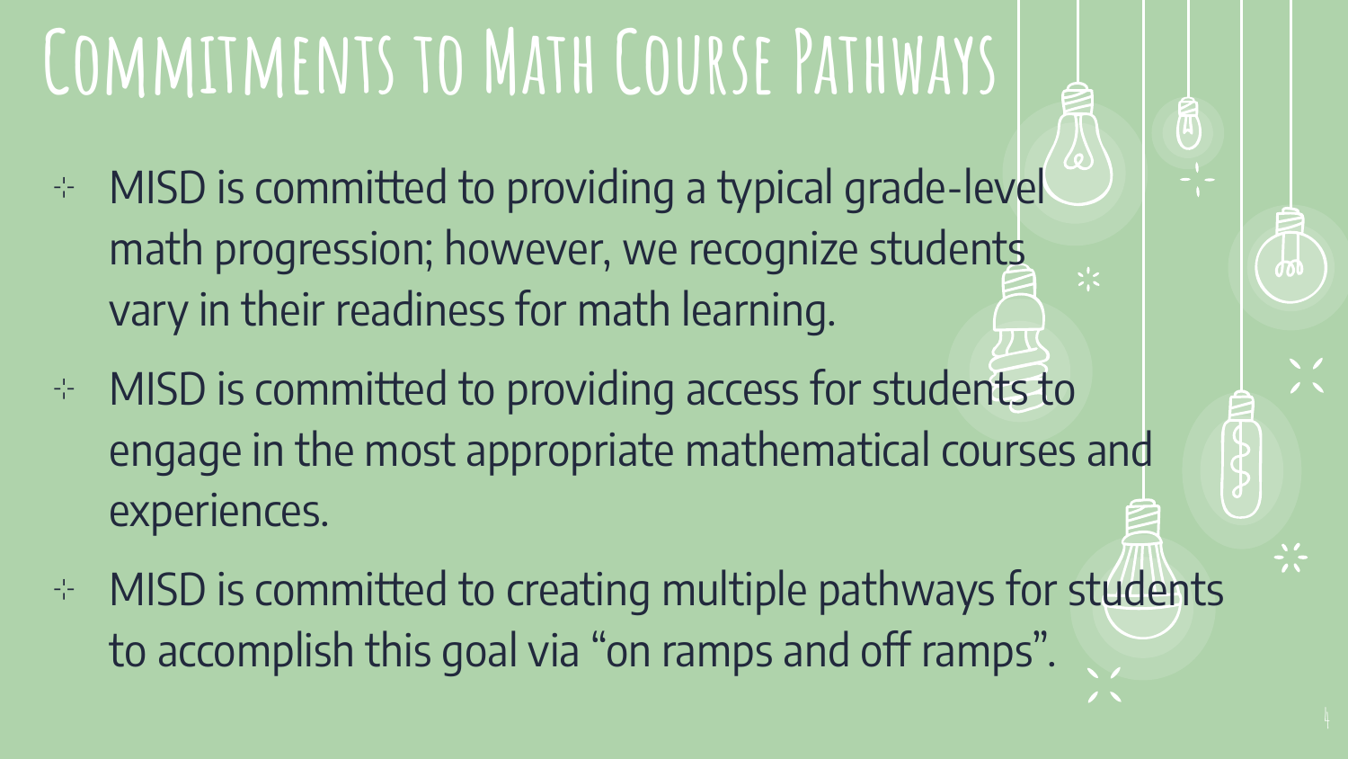# Commitments to Math Course Pathways

- MISD is committed to providing a typical grade-level math progression; however, we recognize students vary in their readiness for math learning.
- MISD is committed to providing access for students to engage in the most appropriate mathematical courses and experiences.
- MISD is committed to creating multiple pathways for students to accomplish this goal via "on ramps and off ramps".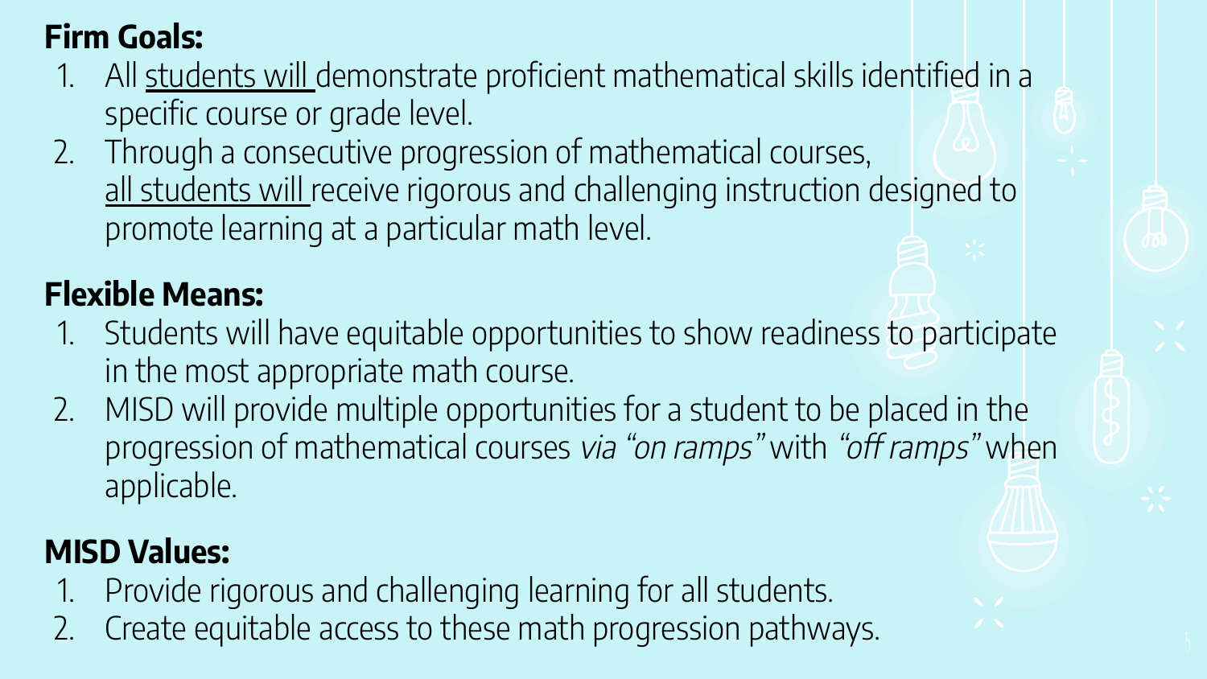**Firm Goals:**

1. All <u>students will</u> demonstrate proficient mathematical skills identified in a specific course or grade level.
2. Through a consecutive progression of mathematical courses, <u>all students will</u> receive rigorous and challenging instruction designed to promote learning at a particular math level.

**Flexible Means:**

1. Students will have equitable opportunities to show readiness to participate in the most appropriate math course.
2. MISD will provide multiple opportunities for a student to be placed in the progression of mathematical courses *via "on ramps"* with *"off ramps"* when applicable.

**MISD Values:**

1. Provide rigorous and challenging learning for all students.
2. Create equitable access to these math progression pathways.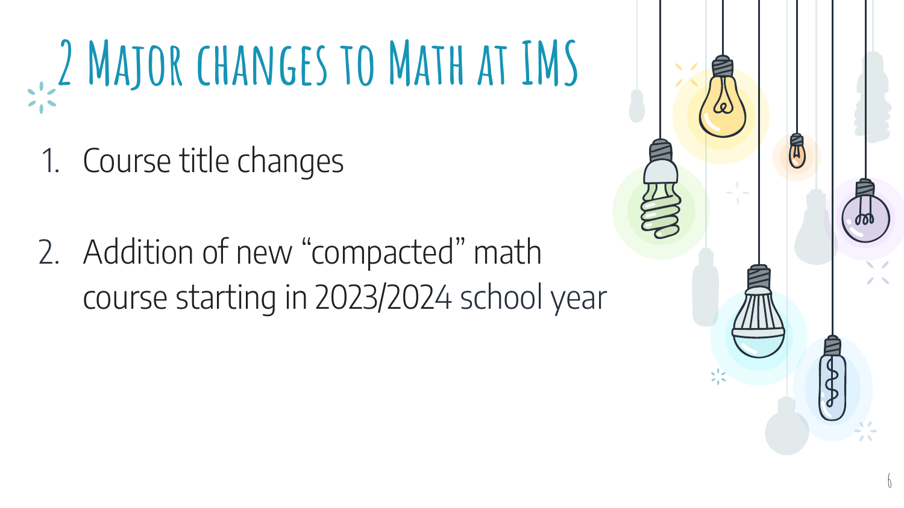# 2 Major changes to Math at IMS

1. Course title changes

2. Addition of new "compacted" math course starting in 2023/2024 school year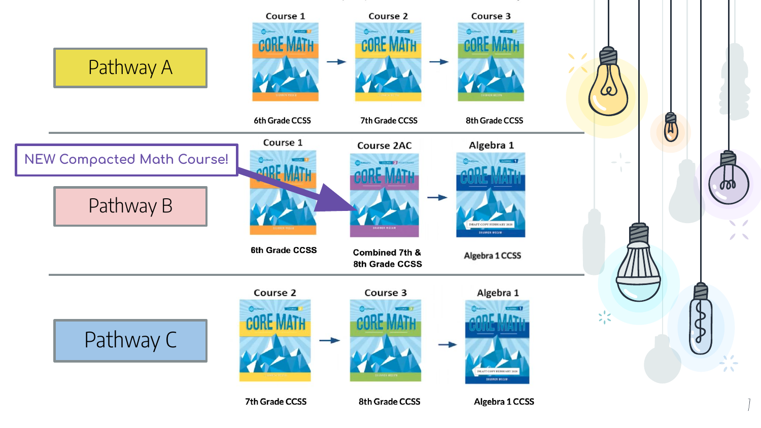## Pathway A

| Course 1 | → | Course 2 | → | Course 3 |
|---|---|---|---|---|
| 6th Grade CCSS | | 7th Grade CCSS | | 8th Grade CCSS |

## Pathway B

**NEW Compacted Math Course!**

| Course 1 | | Course 2AC | → | Algebra 1 |
|---|---|---|---|---|
| 6th Grade CCSS | | Combined 7th & 8th Grade CCSS | | Algebra 1 CCSS |

## Pathway C

| Course 2 | → | Course 3 | → | Algebra 1 |
|---|---|---|---|---|
| 7th Grade CCSS | | 8th Grade CCSS | | Algebra 1 CCSS |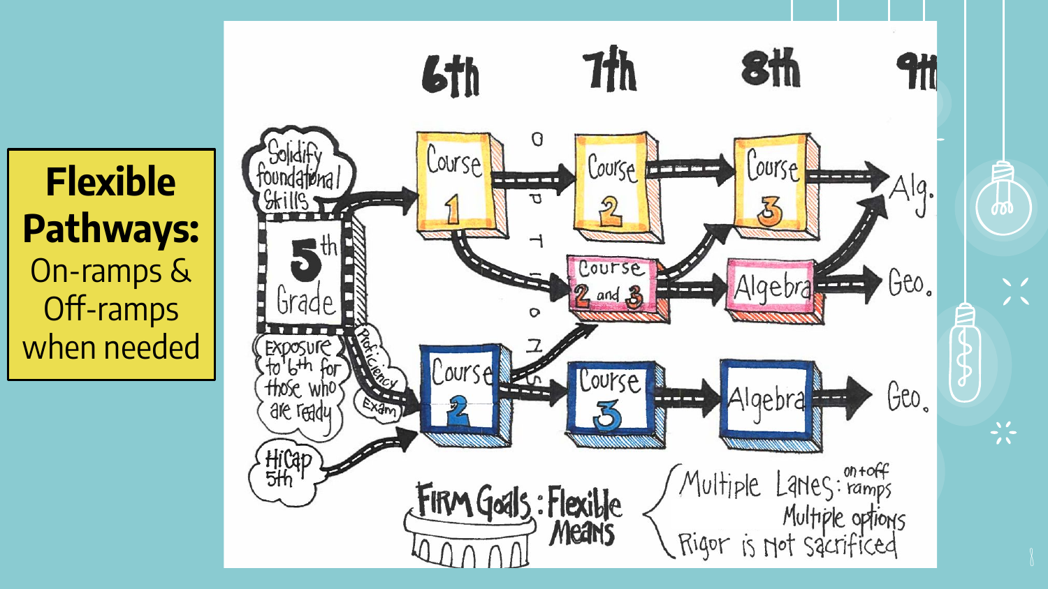# Flexible Pathways:

On-ramps & Off-ramps when needed

6th 7th 8th 9th

Solidify foundational Skills

5th Grade

Exposure to 6th for those who are ready

Proficiency Exam

HiCap 5th

Course 1 → Course 2 → Course 3 → Alg.

Course 2 and 3 → Algebra → Geo.

Course 2 → Course 3 → Algebra → Geo.

OPTION

FIRM Goals : Flexible Means

Multiple Lanes: on+off ramps
Multiple options
Rigor is not sacrificed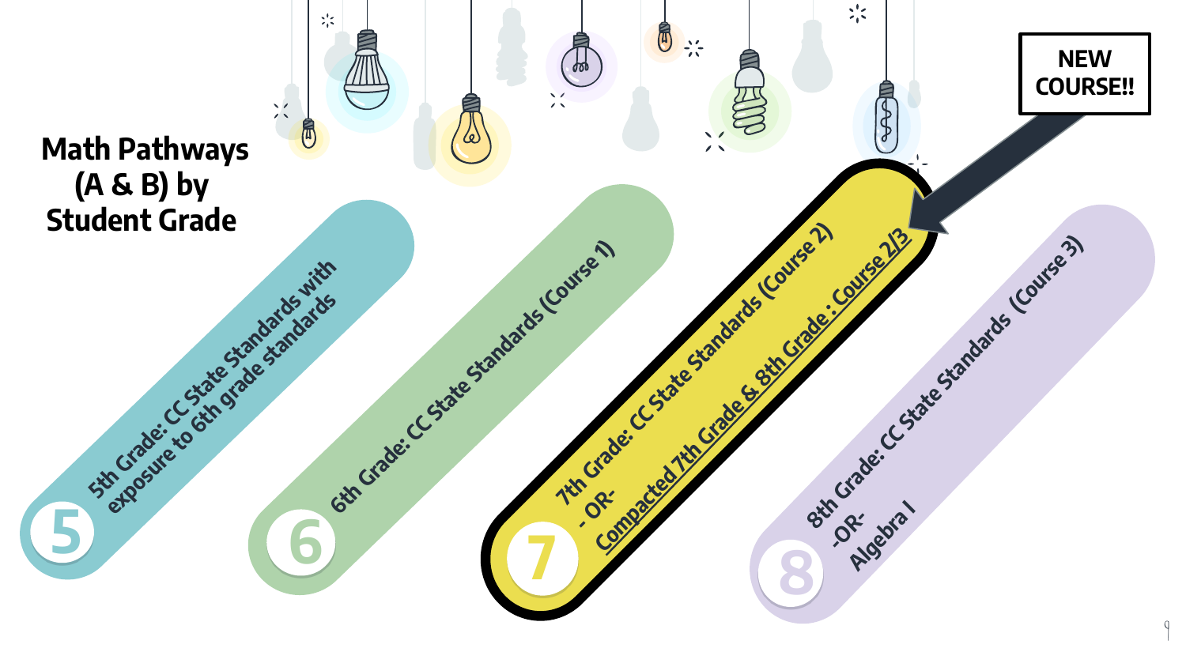# Math Pathways (A & B) by Student Grade

**NEW COURSE!!**

- **5** — 5th Grade: CC State Standards with exposure to 6th grade standards
- **6** — 6th Grade: CC State Standards (Course 1)
- **7** — 7th Grade: CC State Standards (Course 2)
  - OR-
  <u>Compacted 7th Grade & 8th Grade : Course 2/3</u>
- **8** — 8th Grade: CC State Standards (Course 3)
  -OR-
  Algebra I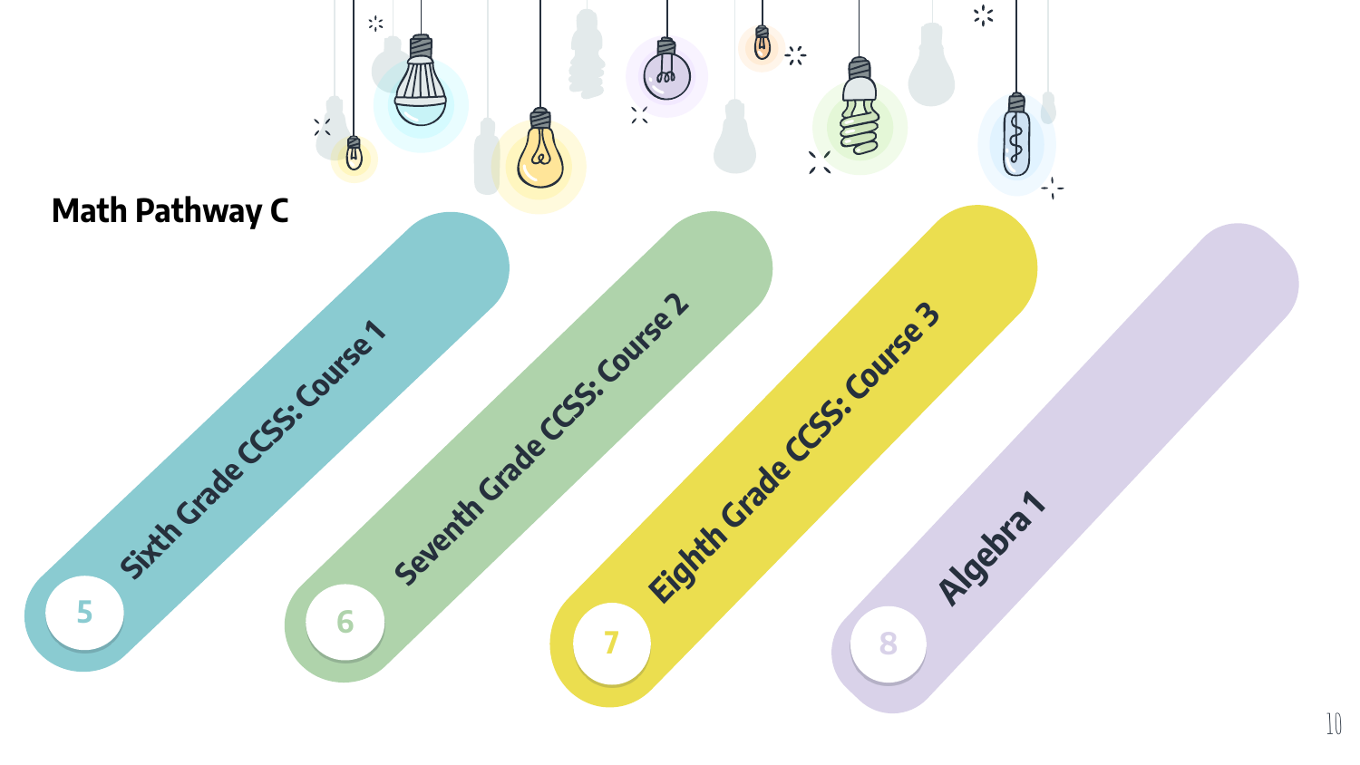## Math Pathway C

5. Sixth Grade CCSS: Course 1
6. Seventh Grade CCSS: Course 2
7. Eighth Grade CCSS: Course 3
8. Algebra 1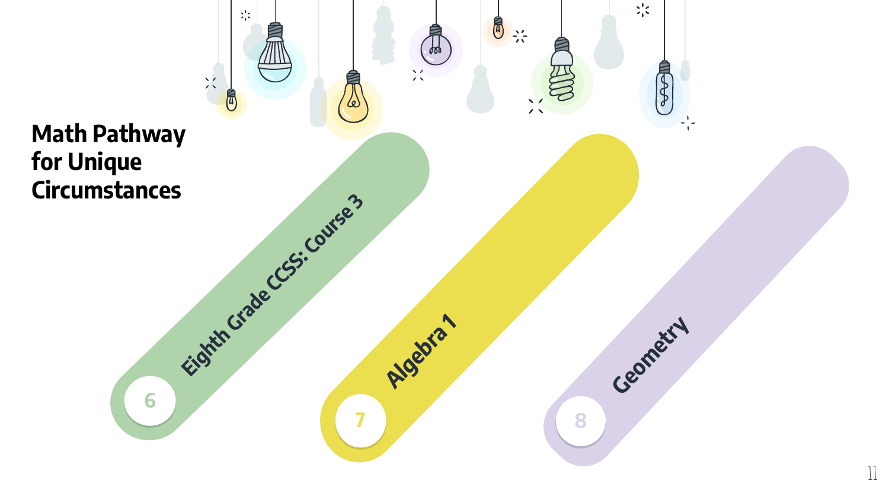# Math Pathway for Unique Circumstances

- 6 — Eighth Grade CCSS: Course 3
- 7 — Algebra 1
- 8 — Geometry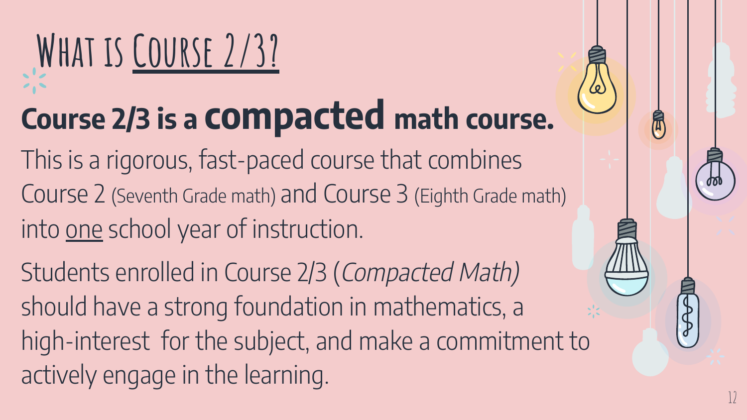# What is Course 2/3?

## Course 2/3 is a **compacted** math course.

This is a rigorous, fast-paced course that combines Course 2 (Seventh Grade math) and Course 3 (Eighth Grade math) into one school year of instruction.

Students enrolled in Course 2/3 (*Compacted Math)* should have a strong foundation in mathematics, a high-interest for the subject, and make a commitment to actively engage in the learning.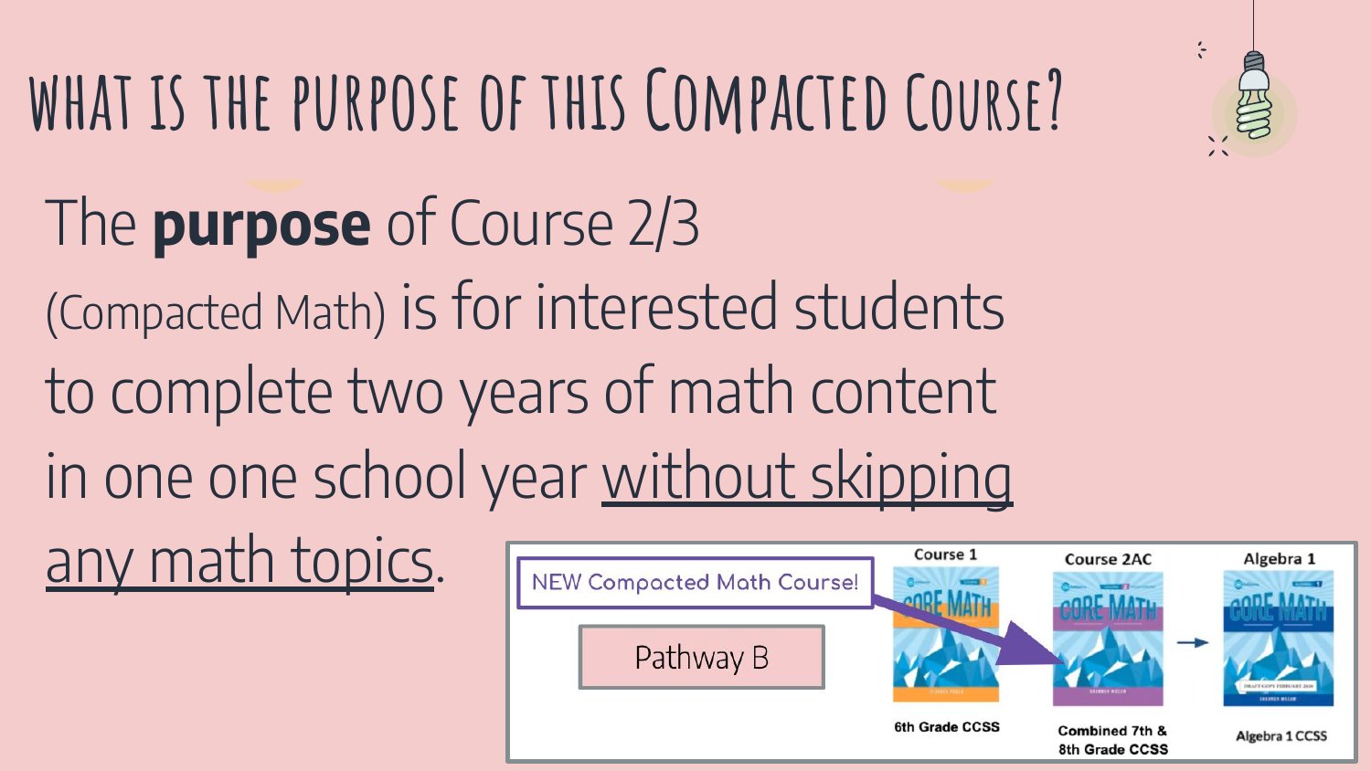# WHAT IS THE PURPOSE OF THIS COMPACTED COURSE?

The **purpose** of Course 2/3 (Compacted Math) is for interested students to complete two years of math content in one one school year <u>without skipping any math topics</u>.

NEW Compacted Math Course!

Pathway B

| Course 1 | Course 2AC | Algebra 1 |
|---|---|---|
| 6th Grade CCSS | Combined 7th & 8th Grade CCSS | Algebra 1 CCSS |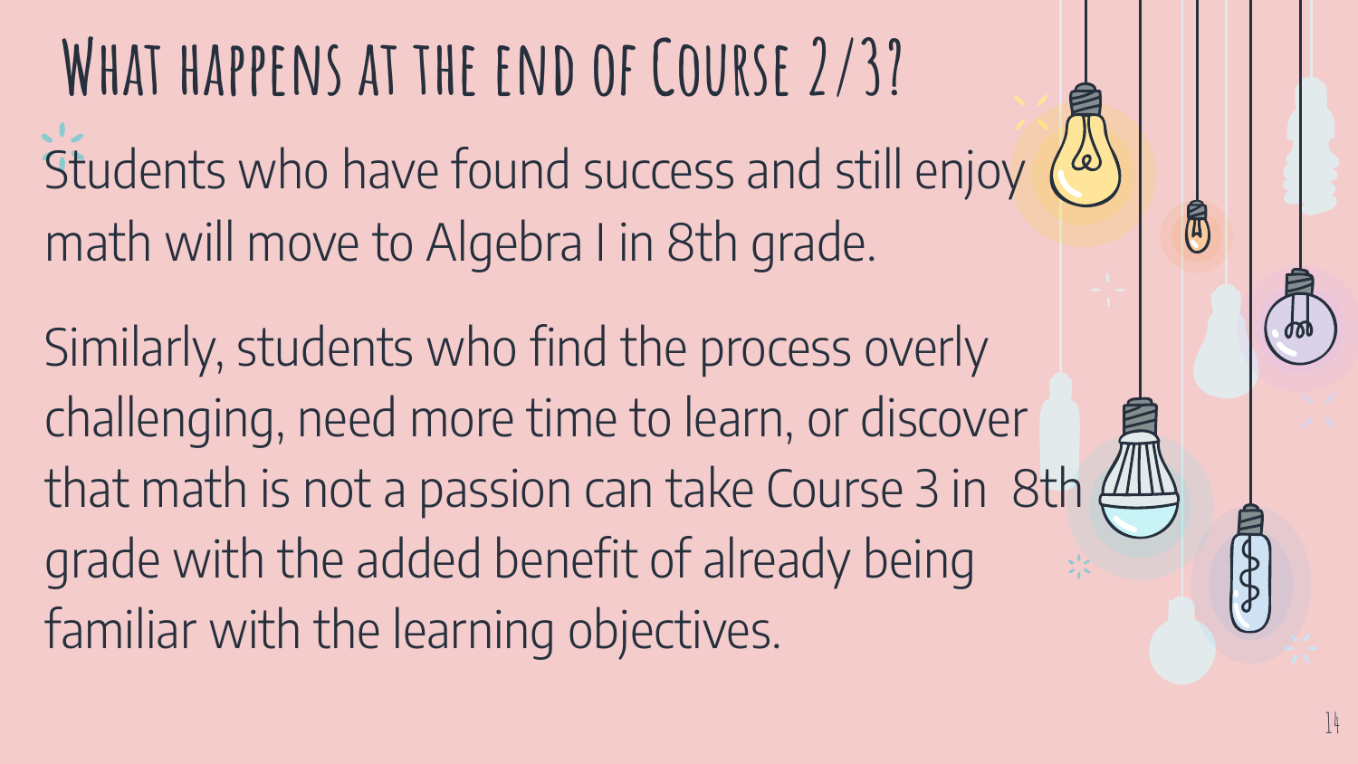# What happens at the end of Course 2/3?

Students who have found success and still enjoy math will move to Algebra I in 8th grade.

Similarly, students who find the process overly challenging, need more time to learn, or discover that math is not a passion can take Course 3 in 8th grade with the added benefit of already being familiar with the learning objectives.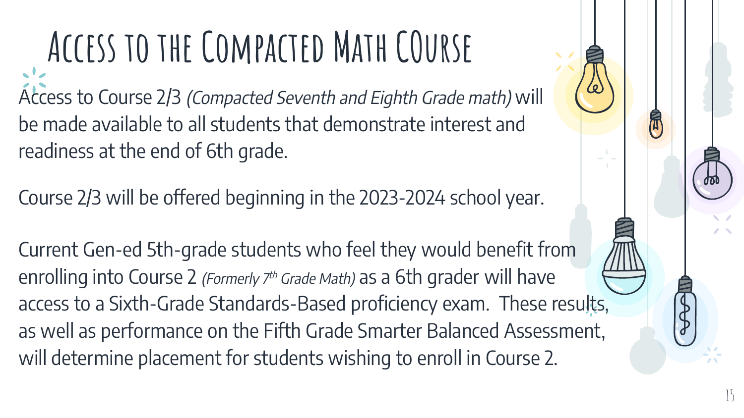# Access to the Compacted Math Course

Access to Course 2/3 *(Compacted Seventh and Eighth Grade math)* will be made available to all students that demonstrate interest and readiness at the end of 6th grade.

Course 2/3 will be offered beginning in the 2023-2024 school year.

Current Gen-ed 5th-grade students who feel they would benefit from enrolling into Course 2 *(Formerly 7th Grade Math)* as a 6th grader will have access to a Sixth-Grade Standards-Based proficiency exam. These results, as well as performance on the Fifth Grade Smarter Balanced Assessment, will determine placement for students wishing to enroll in Course 2.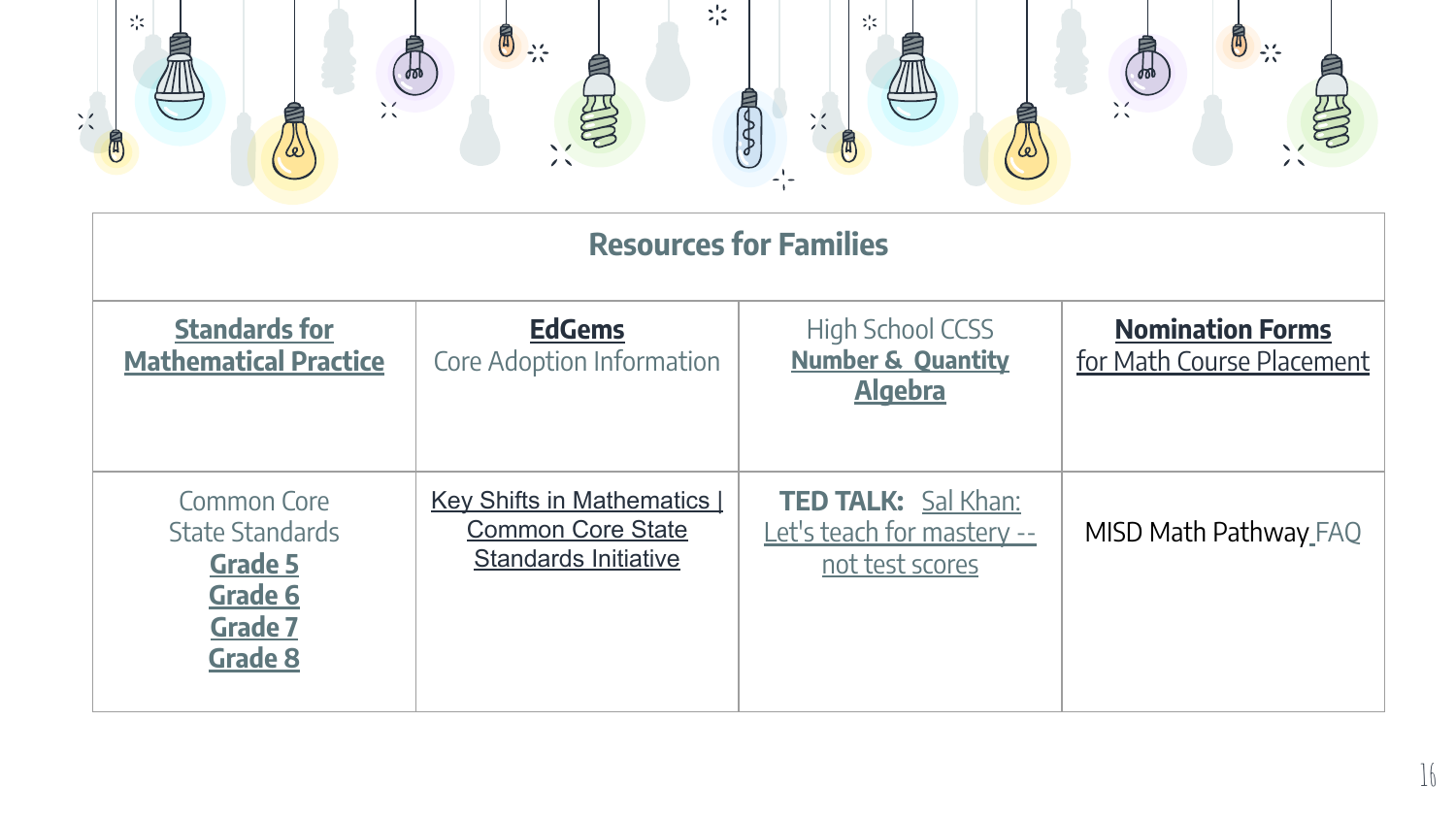| Resources for Families | | | |
|---|---|---|---|
| **Standards for Mathematical Practice** | **EdGems** Core Adoption Information | High School CCSS **Number & Quantity** **Algebra** | **Nomination Forms** for Math Course Placement |
| Common Core State Standards **Grade 5** **Grade 6** **Grade 7** **Grade 8** | Key Shifts in Mathematics \| Common Core State Standards Initiative | **TED TALK:** Sal Khan: Let's teach for mastery -- not test scores | MISD Math Pathway FAQ |